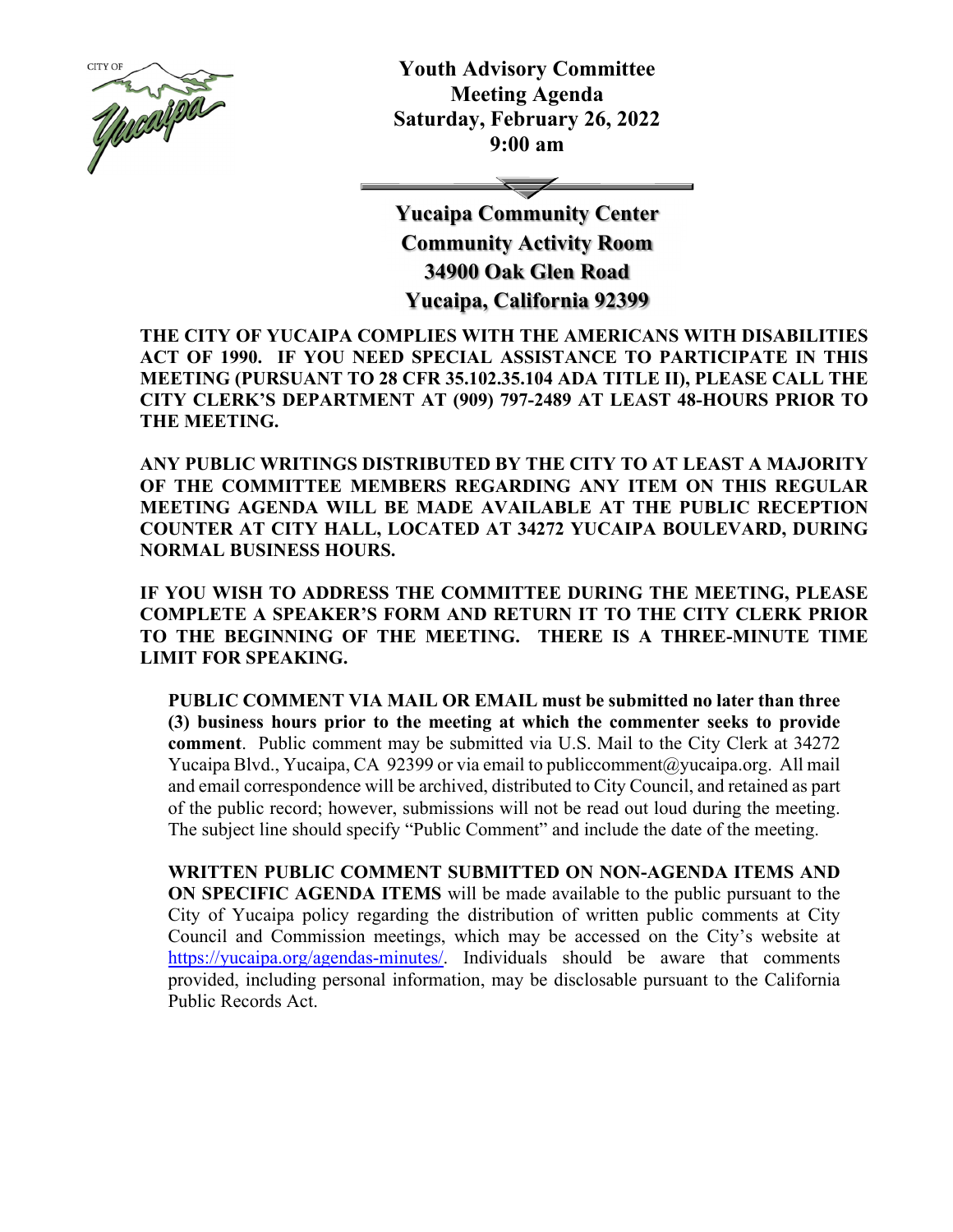CITY OF Yucaipa

# Youth Advisory Committee
## Meeting Agenda
## Saturday, February 26, 2022
## 9:00 am

**Yucaipa Community Center**
**Community Activity Room**
**34900 Oak Glen Road**
**Yucaipa, California 92399**

**THE CITY OF YUCAIPA COMPLIES WITH THE AMERICANS WITH DISABILITIES ACT OF 1990. IF YOU NEED SPECIAL ASSISTANCE TO PARTICIPATE IN THIS MEETING (PURSUANT TO 28 CFR 35.102.35.104 ADA TITLE II), PLEASE CALL THE CITY CLERK'S DEPARTMENT AT (909) 797-2489 AT LEAST 48-HOURS PRIOR TO THE MEETING.**

**ANY PUBLIC WRITINGS DISTRIBUTED BY THE CITY TO AT LEAST A MAJORITY OF THE COMMITTEE MEMBERS REGARDING ANY ITEM ON THIS REGULAR MEETING AGENDA WILL BE MADE AVAILABLE AT THE PUBLIC RECEPTION COUNTER AT CITY HALL, LOCATED AT 34272 YUCAIPA BOULEVARD, DURING NORMAL BUSINESS HOURS.**

**IF YOU WISH TO ADDRESS THE COMMITTEE DURING THE MEETING, PLEASE COMPLETE A SPEAKER'S FORM AND RETURN IT TO THE CITY CLERK PRIOR TO THE BEGINNING OF THE MEETING. THERE IS A THREE-MINUTE TIME LIMIT FOR SPEAKING.**

**PUBLIC COMMENT VIA MAIL OR EMAIL must be submitted no later than three (3) business hours prior to the meeting at which the commenter seeks to provide comment**. Public comment may be submitted via U.S. Mail to the City Clerk at 34272 Yucaipa Blvd., Yucaipa, CA 92399 or via email to publiccomment@yucaipa.org. All mail and email correspondence will be archived, distributed to City Council, and retained as part of the public record; however, submissions will not be read out loud during the meeting. The subject line should specify "Public Comment" and include the date of the meeting.

**WRITTEN PUBLIC COMMENT SUBMITTED ON NON-AGENDA ITEMS AND ON SPECIFIC AGENDA ITEMS** will be made available to the public pursuant to the City of Yucaipa policy regarding the distribution of written public comments at City Council and Commission meetings, which may be accessed on the City's website at https://yucaipa.org/agendas-minutes/. Individuals should be aware that comments provided, including personal information, may be disclosable pursuant to the California Public Records Act.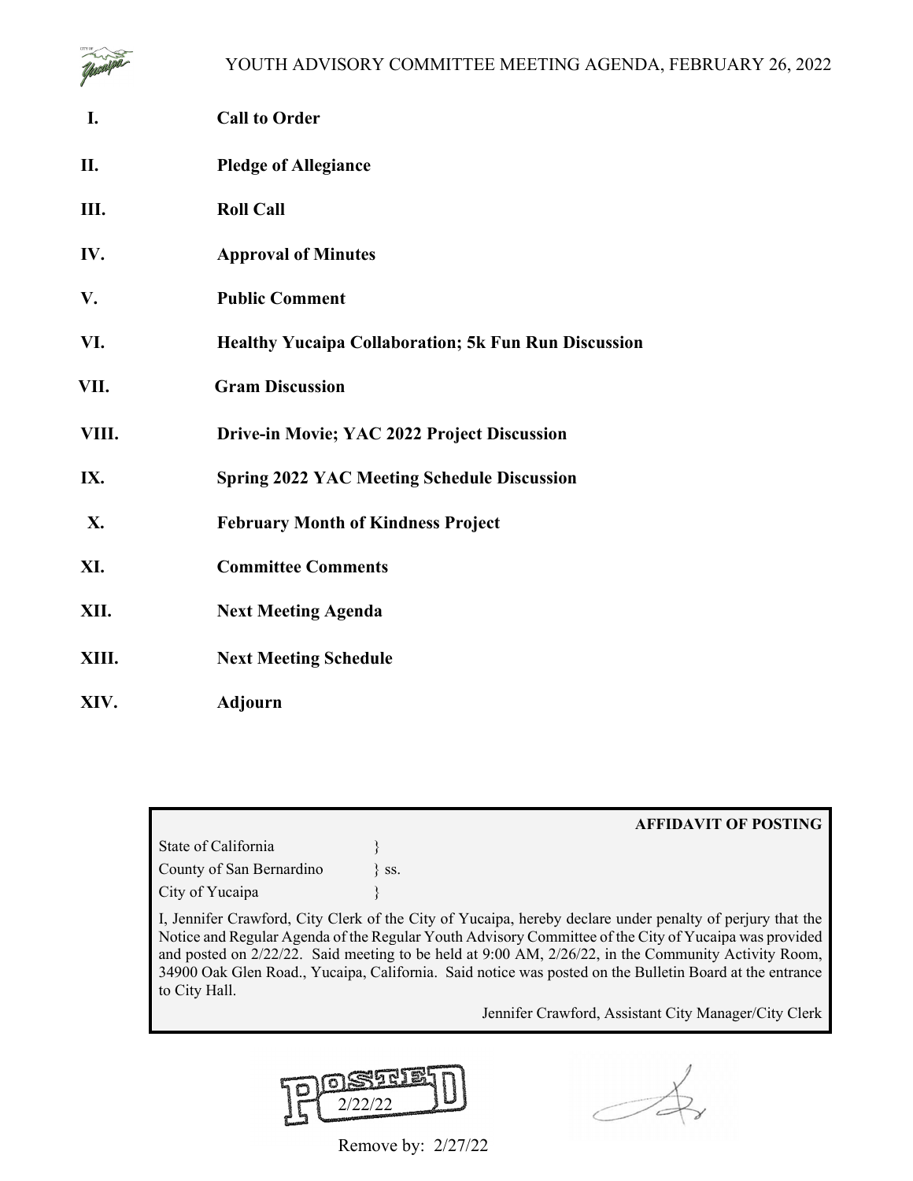YOUTH ADVISORY COMMITTEE MEETING AGENDA, FEBRUARY 26, 2022

**I.** **Call to Order**

**II.** **Pledge of Allegiance**

**III.** **Roll Call**

**IV.** **Approval of Minutes**

**V.** **Public Comment**

**VI.** **Healthy Yucaipa Collaboration; 5k Fun Run Discussion**

**VII.** **Gram Discussion**

**VIII.** **Drive-in Movie; YAC 2022 Project Discussion**

**IX.** **Spring 2022 YAC Meeting Schedule Discussion**

**X.** **February Month of Kindness Project**

**XI.** **Committee Comments**

**XII.** **Next Meeting Agenda**

**XIII.** **Next Meeting Schedule**

**XIV.** **Adjourn**

**AFFIDAVIT OF POSTING**

State of California }
County of San Bernardino } ss.
City of Yucaipa }

I, Jennifer Crawford, City Clerk of the City of Yucaipa, hereby declare under penalty of perjury that the Notice and Regular Agenda of the Regular Youth Advisory Committee of the City of Yucaipa was provided and posted on 2/22/22. Said meeting to be held at 9:00 AM, 2/26/22, in the Community Activity Room, 34900 Oak Glen Road., Yucaipa, California. Said notice was posted on the Bulletin Board at the entrance to City Hall.

Jennifer Crawford, Assistant City Manager/City Clerk

POSTED 2/22/22

Remove by: 2/27/22